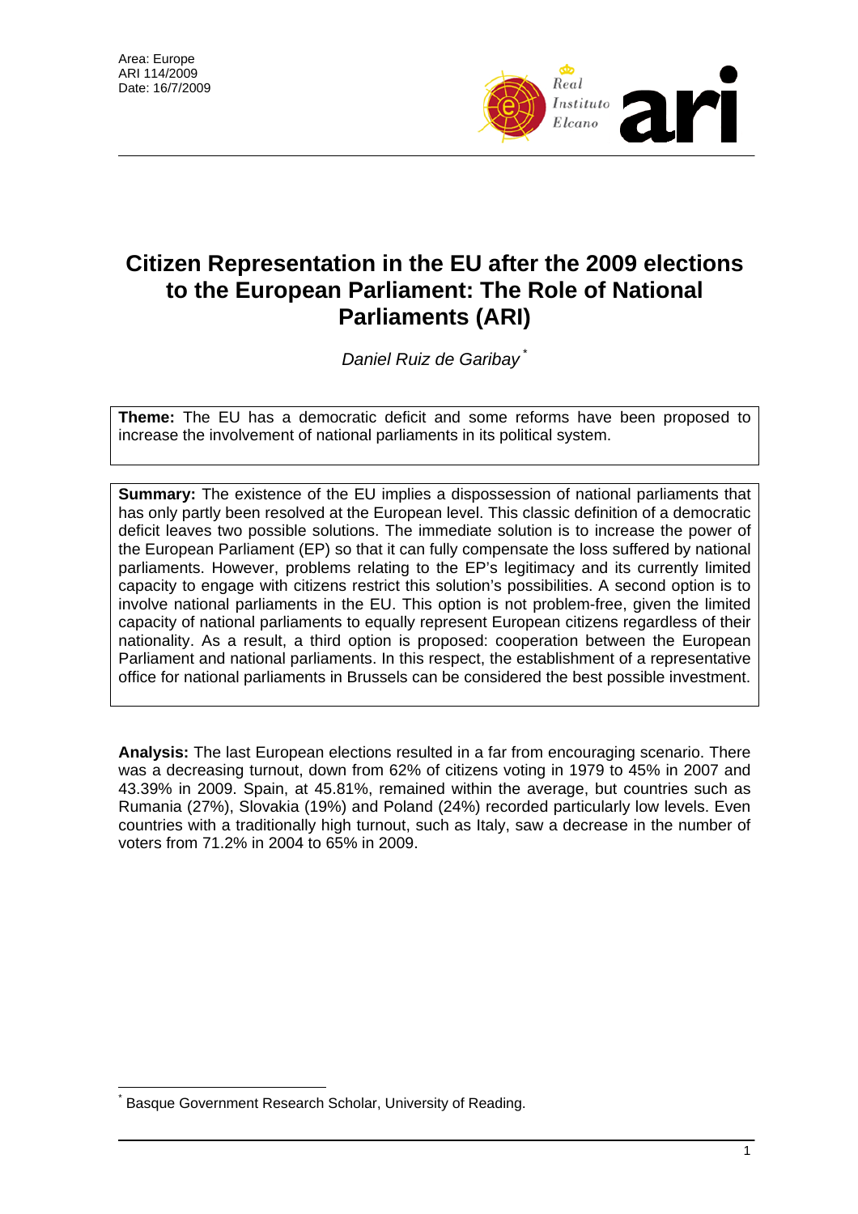Area: Europe
ARI 114/2009
Date: 16/7/2009

# Citizen Representation in the EU after the 2009 elections to the European Parliament: The Role of National Parliaments (ARI)

*Daniel Ruiz de Garibay* [*]

**Theme:** The EU has a democratic deficit and some reforms have been proposed to increase the involvement of national parliaments in its political system.

**Summary:** The existence of the EU implies a dispossession of national parliaments that has only partly been resolved at the European level. This classic definition of a democratic deficit leaves two possible solutions. The immediate solution is to increase the power of the European Parliament (EP) so that it can fully compensate the loss suffered by national parliaments. However, problems relating to the EP's legitimacy and its currently limited capacity to engage with citizens restrict this solution's possibilities. A second option is to involve national parliaments in the EU. This option is not problem-free, given the limited capacity of national parliaments to equally represent European citizens regardless of their nationality. As a result, a third option is proposed: cooperation between the European Parliament and national parliaments. In this respect, the establishment of a representative office for national parliaments in Brussels can be considered the best possible investment.

**Analysis:** The last European elections resulted in a far from encouraging scenario. There was a decreasing turnout, down from 62% of citizens voting in 1979 to 45% in 2007 and 43.39% in 2009. Spain, at 45.81%, remained within the average, but countries such as Rumania (27%), Slovakia (19%) and Poland (24%) recorded particularly low levels. Even countries with a traditionally high turnout, such as Italy, saw a decrease in the number of voters from 71.2% in 2004 to 65% in 2009.

[*] Basque Government Research Scholar, University of Reading.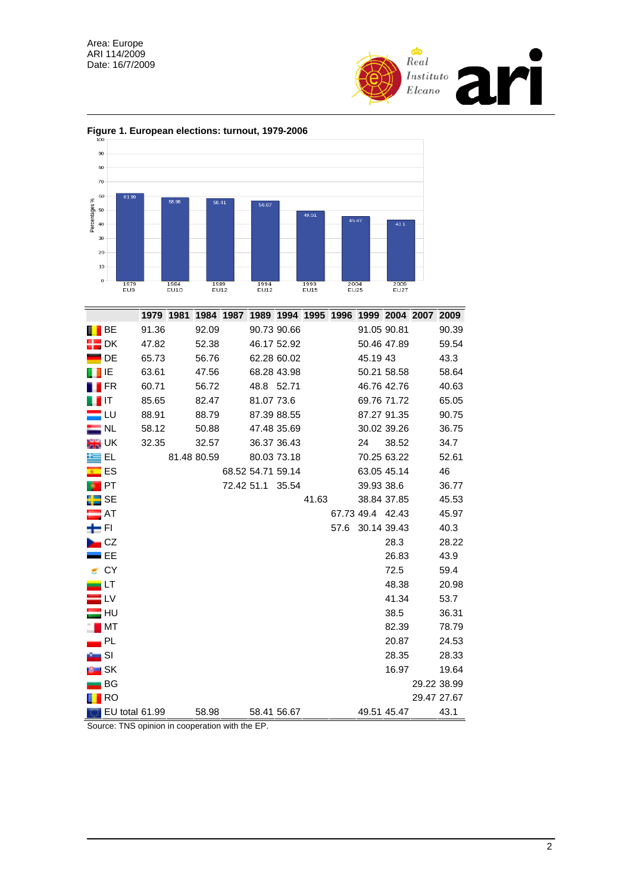**Figure 1. European elections: turnout, 1979-2006**

| | 1979 | 1981 | 1984 | 1987 | 1989 | 1994 | 1995 | 1996 | 1999 | 2004 | 2007 | 2009 |
|---|---|---|---|---|---|---|---|---|---|---|---|---|
| BE | 91.36 | | 92.09 | | 90.73 | 90.66 | | | 91.05 | 90.81 | | 90.39 |
| DK | 47.82 | | 52.38 | | 46.17 | 52.92 | | | 50.46 | 47.89 | | 59.54 |
| DE | 65.73 | | 56.76 | | 62.28 | 60.02 | | | 45.19 | 43 | | 43.3 |
| IE | 63.61 | | 47.56 | | 68.28 | 43.98 | | | 50.21 | 58.58 | | 58.64 |
| FR | 60.71 | | 56.72 | | 48.8 | 52.71 | | | 46.76 | 42.76 | | 40.63 |
| IT | 85.65 | | 82.47 | | 81.07 | 73.6 | | | 69.76 | 71.72 | | 65.05 |
| LU | 88.91 | | 88.79 | | 87.39 | 88.55 | | | 87.27 | 91.35 | | 90.75 |
| NL | 58.12 | | 50.88 | | 47.48 | 35.69 | | | 30.02 | 39.26 | | 36.75 |
| UK | 32.35 | | 32.57 | | 36.37 | 36.43 | | | 24 | 38.52 | | 34.7 |
| EL | | 81.48 | 80.59 | | 80.03 | 73.18 | | | 70.25 | 63.22 | | 52.61 |
| ES | | | | 68.52 | 54.71 | 59.14 | | | 63.05 | 45.14 | | 46 |
| PT | | | | 72.42 | 51.1 | 35.54 | | | 39.93 | 38.6 | | 36.77 |
| SE | | | | | | | 41.63 | | 38.84 | 37.85 | | 45.53 |
| AT | | | | | | | | 67.73 | 49.4 | 42.43 | | 45.97 |
| FI | | | | | | | | 57.6 | 30.14 | 39.43 | | 40.3 |
| CZ | | | | | | | | | | 28.3 | | 28.22 |
| EE | | | | | | | | | | 26.83 | | 43.9 |
| CY | | | | | | | | | | 72.5 | | 59.4 |
| LT | | | | | | | | | | 48.38 | | 20.98 |
| LV | | | | | | | | | | 41.34 | | 53.7 |
| HU | | | | | | | | | | 38.5 | | 36.31 |
| MT | | | | | | | | | | 82.39 | | 78.79 |
| PL | | | | | | | | | | 20.87 | | 24.53 |
| SI | | | | | | | | | | 28.35 | | 28.33 |
| SK | | | | | | | | | | 16.97 | | 19.64 |
| BG | | | | | | | | | | | 29.22 | 38.99 |
| RO | | | | | | | | | | | 29.47 | 27.67 |
| EU total | 61.99 | | 58.98 | | 58.41 | 56.67 | | | 49.51 | 45.47 | | 43.1 |

Source: TNS opinion in cooperation with the EP.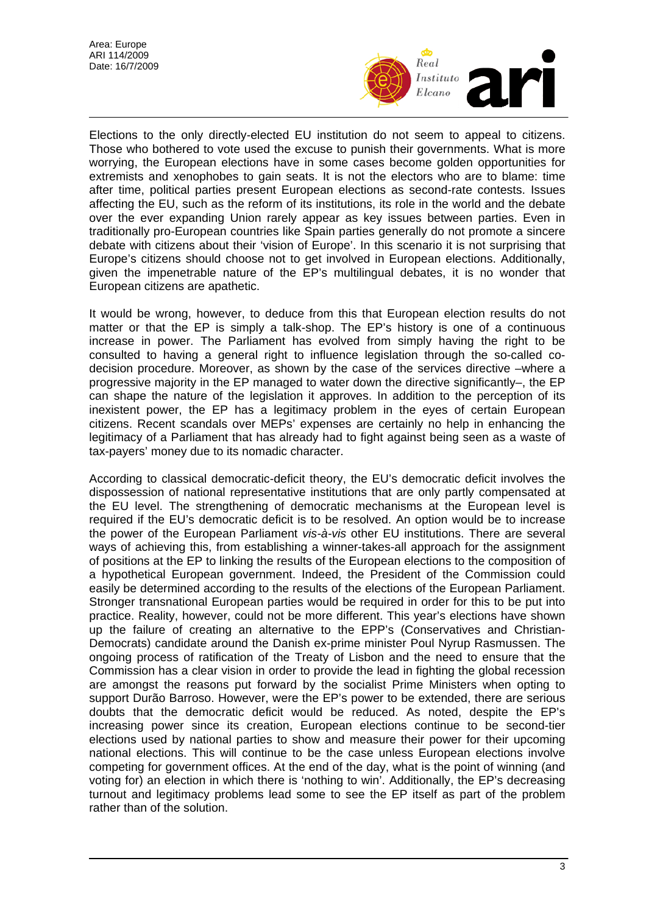Elections to the only directly-elected EU institution do not seem to appeal to citizens. Those who bothered to vote used the excuse to punish their governments. What is more worrying, the European elections have in some cases become golden opportunities for extremists and xenophobes to gain seats. It is not the electors who are to blame: time after time, political parties present European elections as second-rate contests. Issues affecting the EU, such as the reform of its institutions, its role in the world and the debate over the ever expanding Union rarely appear as key issues between parties. Even in traditionally pro-European countries like Spain parties generally do not promote a sincere debate with citizens about their 'vision of Europe'. In this scenario it is not surprising that Europe's citizens should choose not to get involved in European elections. Additionally, given the impenetrable nature of the EP's multilingual debates, it is no wonder that European citizens are apathetic.

It would be wrong, however, to deduce from this that European election results do not matter or that the EP is simply a talk-shop. The EP's history is one of a continuous increase in power. The Parliament has evolved from simply having the right to be consulted to having a general right to influence legislation through the so-called co-decision procedure. Moreover, as shown by the case of the services directive –where a progressive majority in the EP managed to water down the directive significantly–, the EP can shape the nature of the legislation it approves. In addition to the perception of its inexistent power, the EP has a legitimacy problem in the eyes of certain European citizens. Recent scandals over MEPs' expenses are certainly no help in enhancing the legitimacy of a Parliament that has already had to fight against being seen as a waste of tax-payers' money due to its nomadic character.

According to classical democratic-deficit theory, the EU's democratic deficit involves the dispossession of national representative institutions that are only partly compensated at the EU level. The strengthening of democratic mechanisms at the European level is required if the EU's democratic deficit is to be resolved. An option would be to increase the power of the European Parliament *vis-à-vis* other EU institutions. There are several ways of achieving this, from establishing a winner-takes-all approach for the assignment of positions at the EP to linking the results of the European elections to the composition of a hypothetical European government. Indeed, the President of the Commission could easily be determined according to the results of the elections of the European Parliament. Stronger transnational European parties would be required in order for this to be put into practice. Reality, however, could not be more different. This year's elections have shown up the failure of creating an alternative to the EPP's (Conservatives and Christian-Democrats) candidate around the Danish ex-prime minister Poul Nyrup Rasmussen. The ongoing process of ratification of the Treaty of Lisbon and the need to ensure that the Commission has a clear vision in order to provide the lead in fighting the global recession are amongst the reasons put forward by the socialist Prime Ministers when opting to support Durão Barroso. However, were the EP's power to be extended, there are serious doubts that the democratic deficit would be reduced. As noted, despite the EP's increasing power since its creation, European elections continue to be second-tier elections used by national parties to show and measure their power for their upcoming national elections. This will continue to be the case unless European elections involve competing for government offices. At the end of the day, what is the point of winning (and voting for) an election in which there is 'nothing to win'. Additionally, the EP's decreasing turnout and legitimacy problems lead some to see the EP itself as part of the problem rather than of the solution.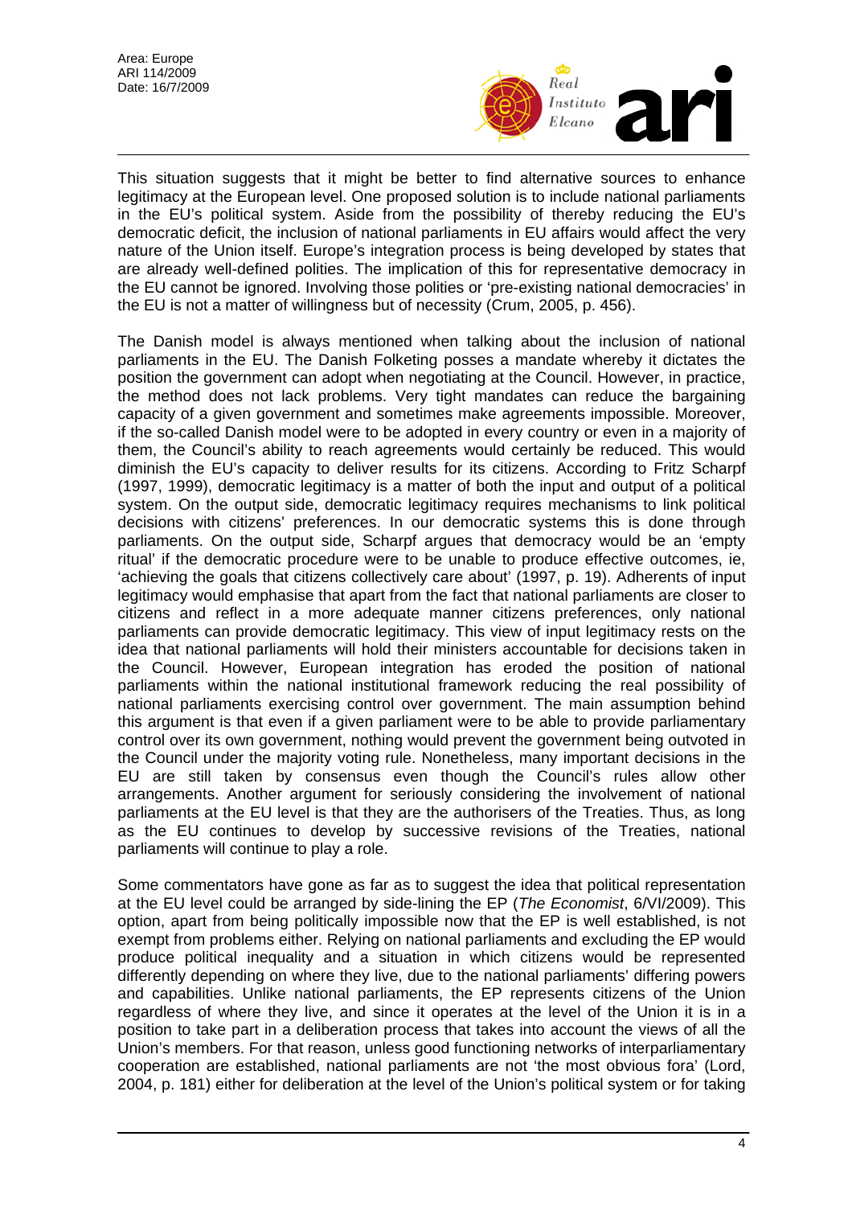This situation suggests that it might be better to find alternative sources to enhance legitimacy at the European level. One proposed solution is to include national parliaments in the EU's political system. Aside from the possibility of thereby reducing the EU's democratic deficit, the inclusion of national parliaments in EU affairs would affect the very nature of the Union itself. Europe's integration process is being developed by states that are already well-defined polities. The implication of this for representative democracy in the EU cannot be ignored. Involving those polities or 'pre-existing national democracies' in the EU is not a matter of willingness but of necessity (Crum, 2005, p. 456).

The Danish model is always mentioned when talking about the inclusion of national parliaments in the EU. The Danish Folketing posses a mandate whereby it dictates the position the government can adopt when negotiating at the Council. However, in practice, the method does not lack problems. Very tight mandates can reduce the bargaining capacity of a given government and sometimes make agreements impossible. Moreover, if the so-called Danish model were to be adopted in every country or even in a majority of them, the Council's ability to reach agreements would certainly be reduced. This would diminish the EU's capacity to deliver results for its citizens. According to Fritz Scharpf (1997, 1999), democratic legitimacy is a matter of both the input and output of a political system. On the output side, democratic legitimacy requires mechanisms to link political decisions with citizens' preferences. In our democratic systems this is done through parliaments. On the output side, Scharpf argues that democracy would be an 'empty ritual' if the democratic procedure were to be unable to produce effective outcomes, ie, 'achieving the goals that citizens collectively care about' (1997, p. 19). Adherents of input legitimacy would emphasise that apart from the fact that national parliaments are closer to citizens and reflect in a more adequate manner citizens preferences, only national parliaments can provide democratic legitimacy. This view of input legitimacy rests on the idea that national parliaments will hold their ministers accountable for decisions taken in the Council. However, European integration has eroded the position of national parliaments within the national institutional framework reducing the real possibility of national parliaments exercising control over government. The main assumption behind this argument is that even if a given parliament were to be able to provide parliamentary control over its own government, nothing would prevent the government being outvoted in the Council under the majority voting rule. Nonetheless, many important decisions in the EU are still taken by consensus even though the Council's rules allow other arrangements. Another argument for seriously considering the involvement of national parliaments at the EU level is that they are the authorisers of the Treaties. Thus, as long as the EU continues to develop by successive revisions of the Treaties, national parliaments will continue to play a role.

Some commentators have gone as far as to suggest the idea that political representation at the EU level could be arranged by side-lining the EP (*The Economist*, 6/VI/2009). This option, apart from being politically impossible now that the EP is well established, is not exempt from problems either. Relying on national parliaments and excluding the EP would produce political inequality and a situation in which citizens would be represented differently depending on where they live, due to the national parliaments' differing powers and capabilities. Unlike national parliaments, the EP represents citizens of the Union regardless of where they live, and since it operates at the level of the Union it is in a position to take part in a deliberation process that takes into account the views of all the Union's members. For that reason, unless good functioning networks of interparliamentary cooperation are established, national parliaments are not 'the most obvious fora' (Lord, 2004, p. 181) either for deliberation at the level of the Union's political system or for taking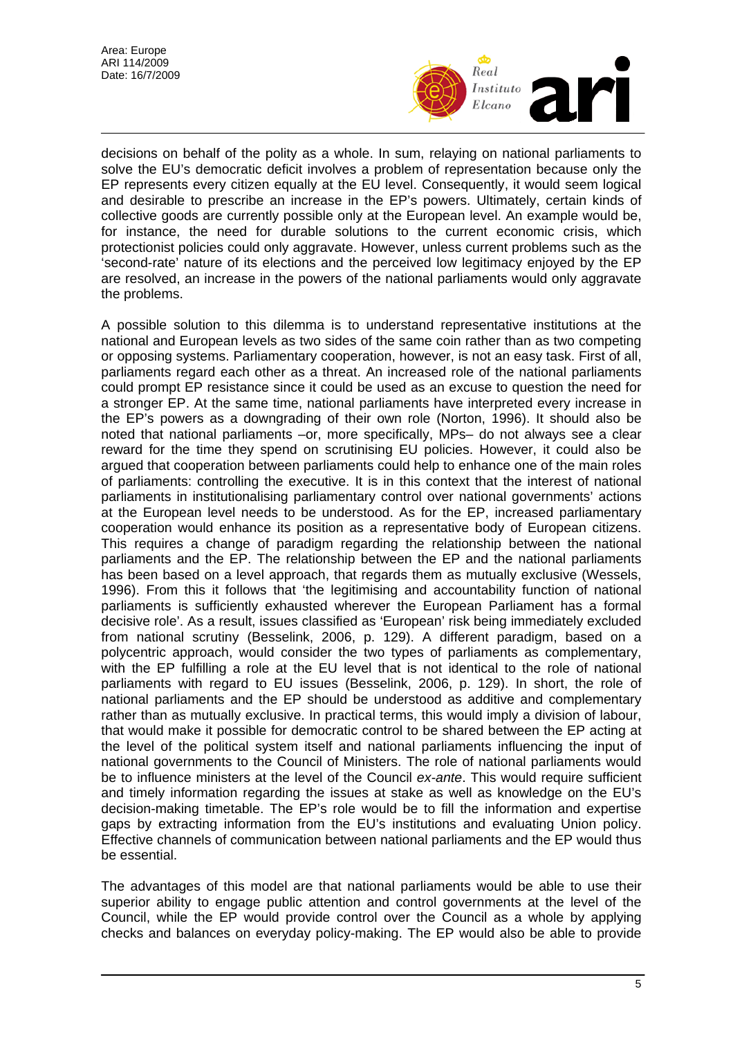decisions on behalf of the polity as a whole. In sum, relaying on national parliaments to solve the EU's democratic deficit involves a problem of representation because only the EP represents every citizen equally at the EU level. Consequently, it would seem logical and desirable to prescribe an increase in the EP's powers. Ultimately, certain kinds of collective goods are currently possible only at the European level. An example would be, for instance, the need for durable solutions to the current economic crisis, which protectionist policies could only aggravate. However, unless current problems such as the 'second-rate' nature of its elections and the perceived low legitimacy enjoyed by the EP are resolved, an increase in the powers of the national parliaments would only aggravate the problems.

A possible solution to this dilemma is to understand representative institutions at the national and European levels as two sides of the same coin rather than as two competing or opposing systems. Parliamentary cooperation, however, is not an easy task. First of all, parliaments regard each other as a threat. An increased role of the national parliaments could prompt EP resistance since it could be used as an excuse to question the need for a stronger EP. At the same time, national parliaments have interpreted every increase in the EP's powers as a downgrading of their own role (Norton, 1996). It should also be noted that national parliaments –or, more specifically, MPs– do not always see a clear reward for the time they spend on scrutinising EU policies. However, it could also be argued that cooperation between parliaments could help to enhance one of the main roles of parliaments: controlling the executive. It is in this context that the interest of national parliaments in institutionalising parliamentary control over national governments' actions at the European level needs to be understood. As for the EP, increased parliamentary cooperation would enhance its position as a representative body of European citizens. This requires a change of paradigm regarding the relationship between the national parliaments and the EP. The relationship between the EP and the national parliaments has been based on a level approach, that regards them as mutually exclusive (Wessels, 1996). From this it follows that 'the legitimising and accountability function of national parliaments is sufficiently exhausted wherever the European Parliament has a formal decisive role'. As a result, issues classified as 'European' risk being immediately excluded from national scrutiny (Besselink, 2006, p. 129). A different paradigm, based on a polycentric approach, would consider the two types of parliaments as complementary, with the EP fulfilling a role at the EU level that is not identical to the role of national parliaments with regard to EU issues (Besselink, 2006, p. 129). In short, the role of national parliaments and the EP should be understood as additive and complementary rather than as mutually exclusive. In practical terms, this would imply a division of labour, that would make it possible for democratic control to be shared between the EP acting at the level of the political system itself and national parliaments influencing the input of national governments to the Council of Ministers. The role of national parliaments would be to influence ministers at the level of the Council *ex-ante*. This would require sufficient and timely information regarding the issues at stake as well as knowledge on the EU's decision-making timetable. The EP's role would be to fill the information and expertise gaps by extracting information from the EU's institutions and evaluating Union policy. Effective channels of communication between national parliaments and the EP would thus be essential.

The advantages of this model are that national parliaments would be able to use their superior ability to engage public attention and control governments at the level of the Council, while the EP would provide control over the Council as a whole by applying checks and balances on everyday policy-making. The EP would also be able to provide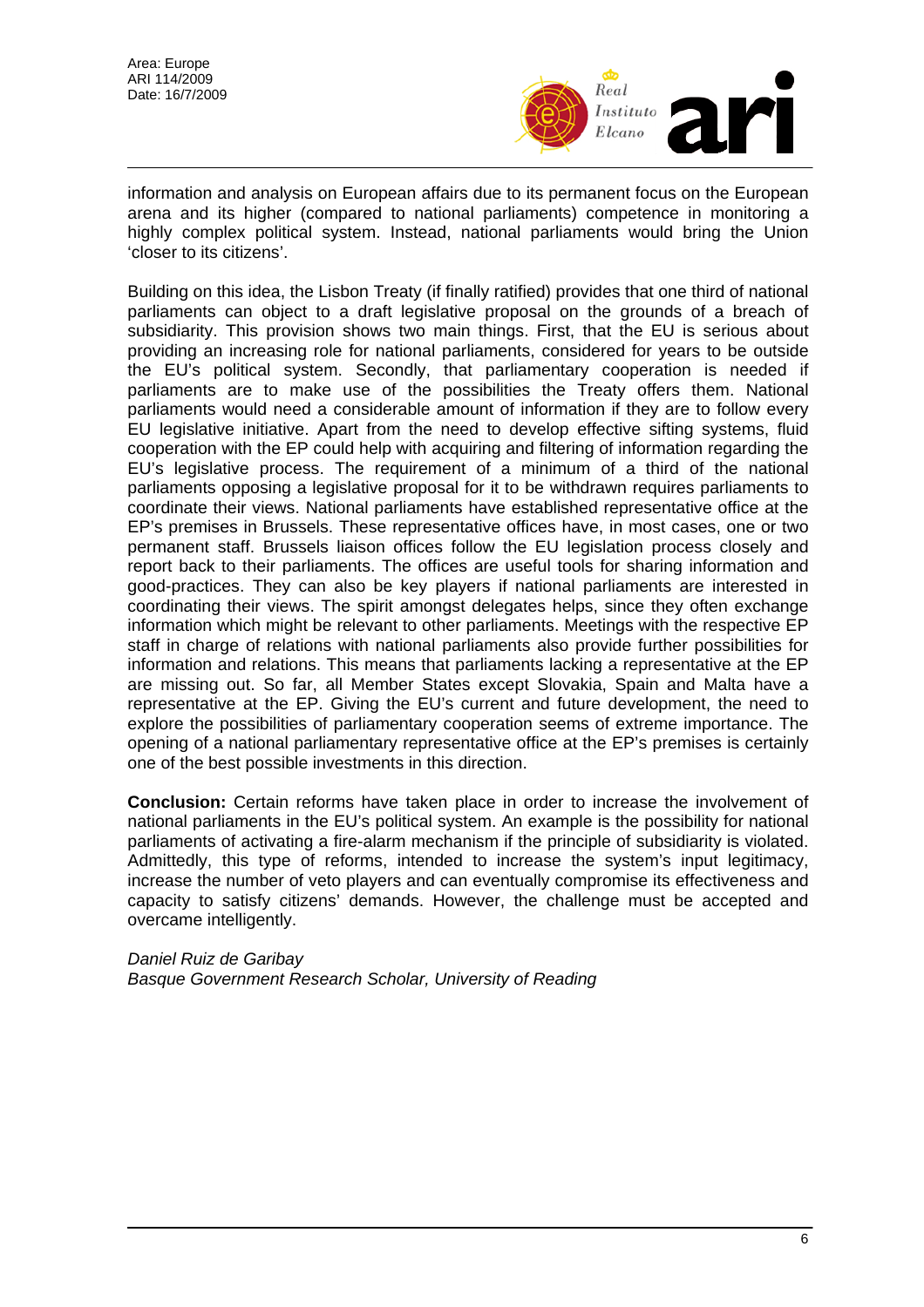information and analysis on European affairs due to its permanent focus on the European arena and its higher (compared to national parliaments) competence in monitoring a highly complex political system. Instead, national parliaments would bring the Union 'closer to its citizens'.

Building on this idea, the Lisbon Treaty (if finally ratified) provides that one third of national parliaments can object to a draft legislative proposal on the grounds of a breach of subsidiarity. This provision shows two main things. First, that the EU is serious about providing an increasing role for national parliaments, considered for years to be outside the EU's political system. Secondly, that parliamentary cooperation is needed if parliaments are to make use of the possibilities the Treaty offers them. National parliaments would need a considerable amount of information if they are to follow every EU legislative initiative. Apart from the need to develop effective sifting systems, fluid cooperation with the EP could help with acquiring and filtering of information regarding the EU's legislative process. The requirement of a minimum of a third of the national parliaments opposing a legislative proposal for it to be withdrawn requires parliaments to coordinate their views. National parliaments have established representative office at the EP's premises in Brussels. These representative offices have, in most cases, one or two permanent staff. Brussels liaison offices follow the EU legislation process closely and report back to their parliaments. The offices are useful tools for sharing information and good-practices. They can also be key players if national parliaments are interested in coordinating their views. The spirit amongst delegates helps, since they often exchange information which might be relevant to other parliaments. Meetings with the respective EP staff in charge of relations with national parliaments also provide further possibilities for information and relations. This means that parliaments lacking a representative at the EP are missing out. So far, all Member States except Slovakia, Spain and Malta have a representative at the EP. Giving the EU's current and future development, the need to explore the possibilities of parliamentary cooperation seems of extreme importance. The opening of a national parliamentary representative office at the EP's premises is certainly one of the best possible investments in this direction.

**Conclusion:** Certain reforms have taken place in order to increase the involvement of national parliaments in the EU's political system. An example is the possibility for national parliaments of activating a fire-alarm mechanism if the principle of subsidiarity is violated. Admittedly, this type of reforms, intended to increase the system's input legitimacy, increase the number of veto players and can eventually compromise its effectiveness and capacity to satisfy citizens' demands. However, the challenge must be accepted and overcame intelligently.

*Daniel Ruiz de Garibay*
*Basque Government Research Scholar, University of Reading*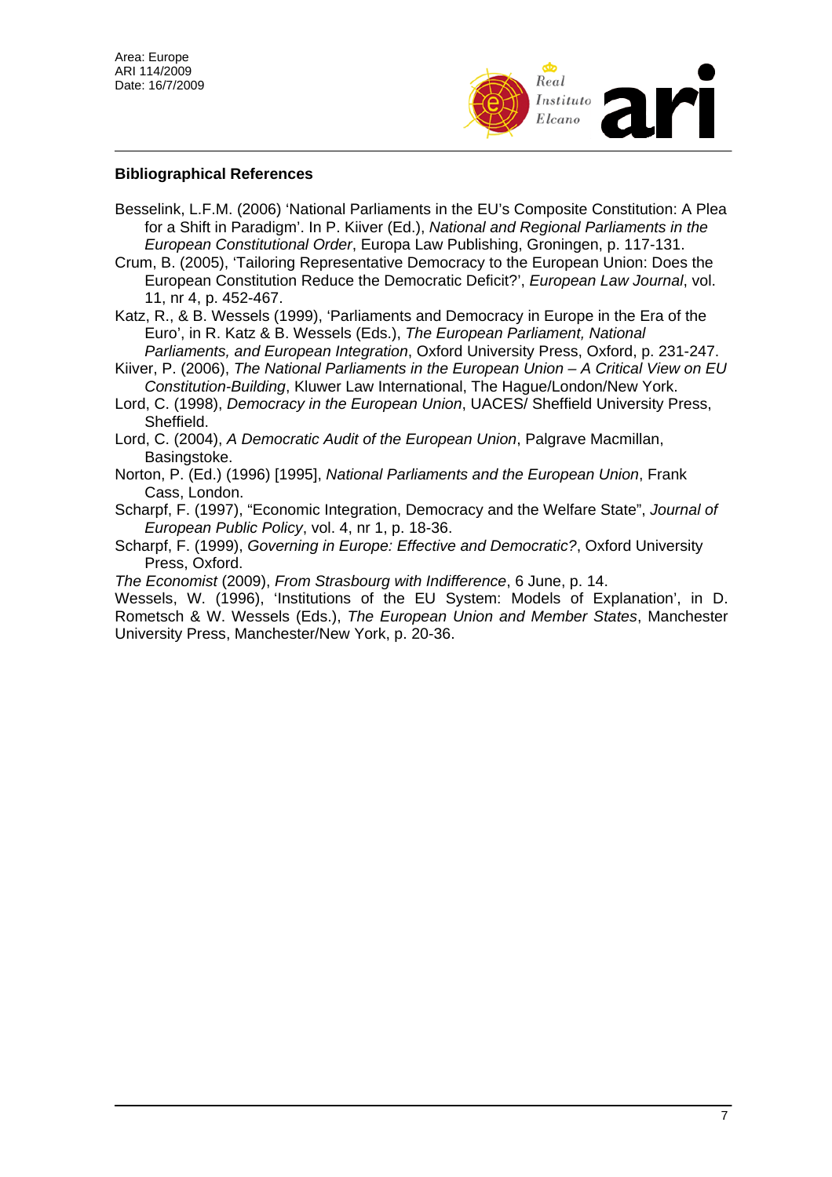### Bibliographical References

Besselink, L.F.M. (2006) 'National Parliaments in the EU's Composite Constitution: A Plea for a Shift in Paradigm'. In P. Kiiver (Ed.), *National and Regional Parliaments in the European Constitutional Order*, Europa Law Publishing, Groningen, p. 117-131.

Crum, B. (2005), 'Tailoring Representative Democracy to the European Union: Does the European Constitution Reduce the Democratic Deficit?', *European Law Journal*, vol. 11, nr 4, p. 452-467.

Katz, R., & B. Wessels (1999), 'Parliaments and Democracy in Europe in the Era of the Euro', in R. Katz & B. Wessels (Eds.), *The European Parliament, National Parliaments, and European Integration*, Oxford University Press, Oxford, p. 231-247.

Kiiver, P. (2006), *The National Parliaments in the European Union – A Critical View on EU Constitution-Building*, Kluwer Law International, The Hague/London/New York.

Lord, C. (1998), *Democracy in the European Union*, UACES/ Sheffield University Press, Sheffield.

Lord, C. (2004), *A Democratic Audit of the European Union*, Palgrave Macmillan, Basingstoke.

Norton, P. (Ed.) (1996) [1995], *National Parliaments and the European Union*, Frank Cass, London.

Scharpf, F. (1997), "Economic Integration, Democracy and the Welfare State", *Journal of European Public Policy*, vol. 4, nr 1, p. 18-36.

Scharpf, F. (1999), *Governing in Europe: Effective and Democratic?*, Oxford University Press, Oxford.

*The Economist* (2009), *From Strasbourg with Indifference*, 6 June, p. 14.

Wessels, W. (1996), 'Institutions of the EU System: Models of Explanation', in D. Rometsch & W. Wessels (Eds.), *The European Union and Member States*, Manchester University Press, Manchester/New York, p. 20-36.